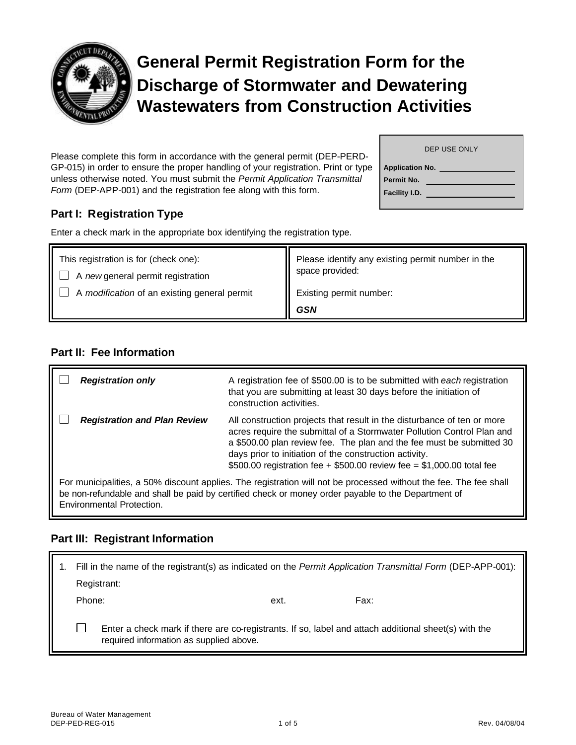# General Permit Registration Form for the Discharge of Stormwater and Dewatering Wastewaters from Construction Activities

| DEP USE ONLY |
| --- |
| **Application No.** |
| **Permit No.** |
| **Facility I.D.** |

Please complete this form in accordance with the general permit (DEP-PERD-GP-015) in order to ensure the proper handling of your registration. Print or type unless otherwise noted. You must submit the *Permit Application Transmittal Form* (DEP-APP-001) and the registration fee along with this form.

## Part I: Registration Type

Enter a check mark in the appropriate box identifying the registration type.

| This registration is for (check one): | Please identify any existing permit number in the space provided: |
| --- | --- |
| ☐ A *new* general permit registration | |
| ☐ A *modification* of an existing general permit | Existing permit number: |
| | ***GSN*** |

## Part II: Fee Information

| | | |
| --- | --- | --- |
| ☐ | ***Registration only*** | A registration fee of $500.00 is to be submitted with *each* registration that you are submitting at least 30 days before the initiation of construction activities. |
| ☐ | ***Registration and Plan Review*** | All construction projects that result in the disturbance of ten or more acres require the submittal of a Stormwater Pollution Control Plan and a $500.00 plan review fee. The plan and the fee must be submitted 30 days prior to initiation of the construction activity. $500.00 registration fee + $500.00 review fee = $1,000.00 total fee |

For municipalities, a 50% discount applies. The registration will not be processed without the fee. The fee shall be non-refundable and shall be paid by certified check or money order payable to the Department of Environmental Protection.

## Part III: Registrant Information

1. Fill in the name of the registrant(s) as indicated on the *Permit Application Transmittal Form* (DEP-APP-001):

   Registrant:

   Phone: ext. Fax:

   ☐ Enter a check mark if there are co-registrants. If so, label and attach additional sheet(s) with the required information as supplied above.

Bureau of Water Management
DEP-PED-REG-015 Rev. 04/08/04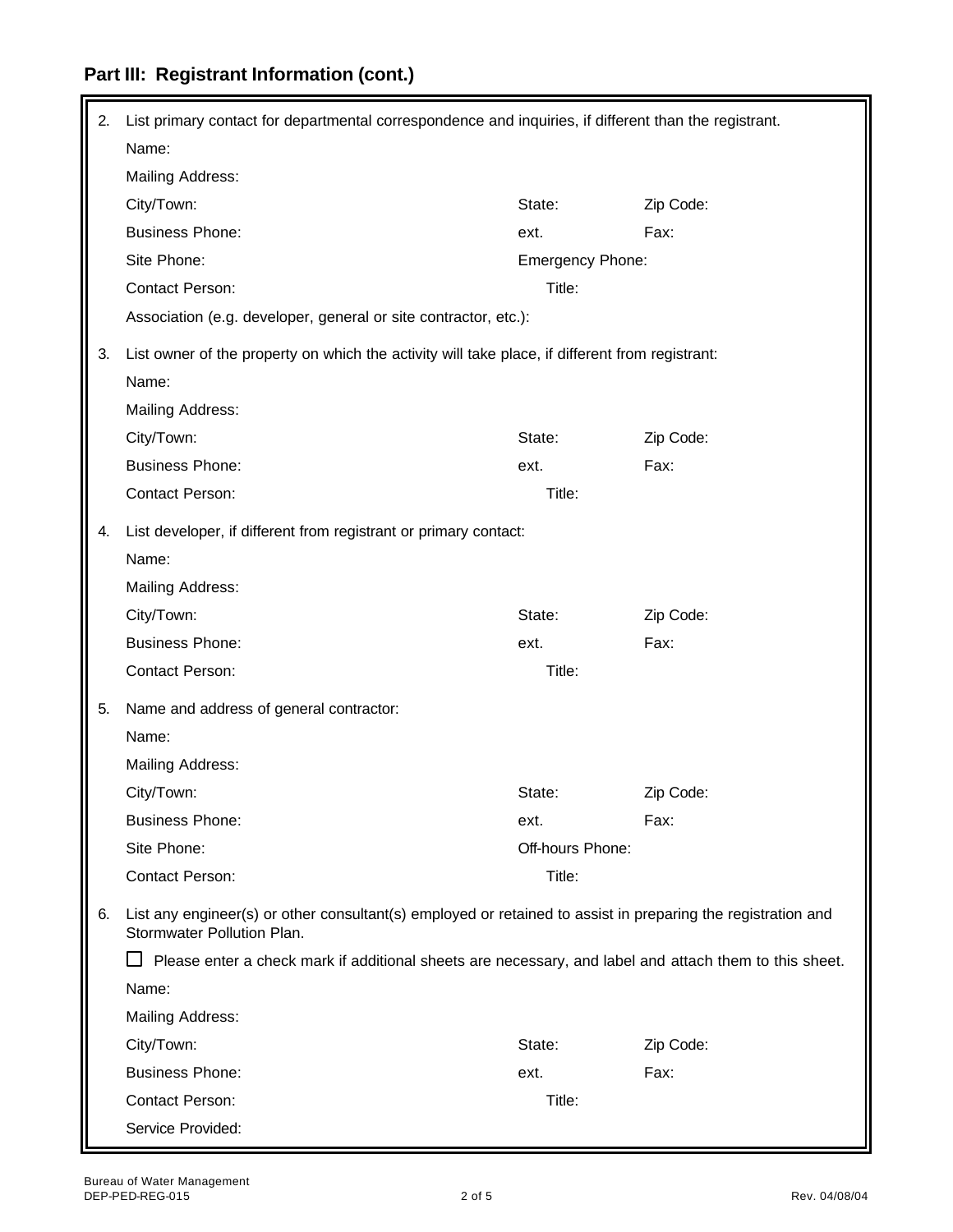## Part III: Registrant Information (cont.)

2. List primary contact for departmental correspondence and inquiries, if different than the registrant.

   Name:

   Mailing Address:

   City/Town: State: Zip Code:

   Business Phone: ext. Fax:

   Site Phone: Emergency Phone:

   Contact Person: Title:

   Association (e.g. developer, general or site contractor, etc.):

3. List owner of the property on which the activity will take place, if different from registrant:

   Name:

   Mailing Address:

   City/Town: State: Zip Code:

   Business Phone: ext. Fax:

   Contact Person: Title:

4. List developer, if different from registrant or primary contact:

   Name:

   Mailing Address:

   City/Town: State: Zip Code:

   Business Phone: ext. Fax:

   Contact Person: Title:

5. Name and address of general contractor:

   Name:

   Mailing Address:

   City/Town: State: Zip Code:

   Business Phone: ext. Fax:

   Site Phone: Off-hours Phone:

   Contact Person: Title:

6. List any engineer(s) or other consultant(s) employed or retained to assist in preparing the registration and Stormwater Pollution Plan.

   ☐ Please enter a check mark if additional sheets are necessary, and label and attach them to this sheet.

   Name:

   Mailing Address:

   City/Town: State: Zip Code:

   Business Phone: ext. Fax:

   Contact Person: Title:

   Service Provided:

Bureau of Water Management
DEP-PED-REG-015 Rev. 04/08/04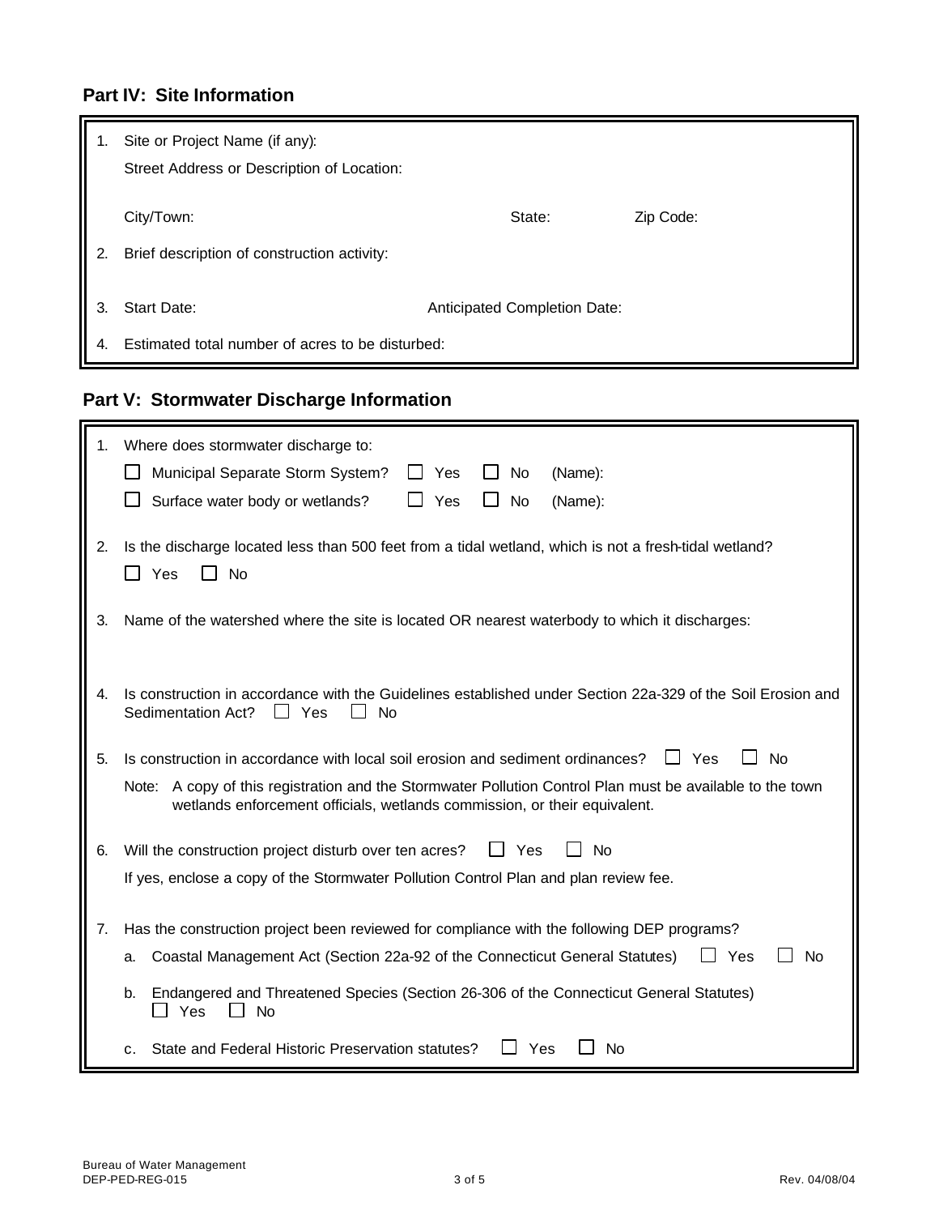## Part IV: Site Information

1. Site or Project Name (if any):

   Street Address or Description of Location:

   City/Town: State: Zip Code:

2. Brief description of construction activity:

3. Start Date: Anticipated Completion Date:

4. Estimated total number of acres to be disturbed:

## Part V: Stormwater Discharge Information

1. Where does stormwater discharge to:

   ☐ Municipal Separate Storm System? ☐ Yes ☐ No (Name):

   ☐ Surface water body or wetlands? ☐ Yes ☐ No (Name):

2. Is the discharge located less than 500 feet from a tidal wetland, which is not a fresh-tidal wetland?

   ☐ Yes ☐ No

3. Name of the watershed where the site is located OR nearest waterbody to which it discharges:

4. Is construction in accordance with the Guidelines established under Section 22a-329 of the Soil Erosion and Sedimentation Act? ☐ Yes ☐ No

5. Is construction in accordance with local soil erosion and sediment ordinances? ☐ Yes ☐ No

   Note: A copy of this registration and the Stormwater Pollution Control Plan must be available to the town wetlands enforcement officials, wetlands commission, or their equivalent.

6. Will the construction project disturb over ten acres? ☐ Yes ☐ No

   If yes, enclose a copy of the Stormwater Pollution Control Plan and plan review fee.

7. Has the construction project been reviewed for compliance with the following DEP programs?

   a. Coastal Management Act (Section 22a-92 of the Connecticut General Statutes) ☐ Yes ☐ No

   b. Endangered and Threatened Species (Section 26-306 of the Connecticut General Statutes) ☐ Yes ☐ No

   c. State and Federal Historic Preservation statutes? ☐ Yes ☐ No

Bureau of Water Management
DEP-PED-REG-015 Rev. 04/08/04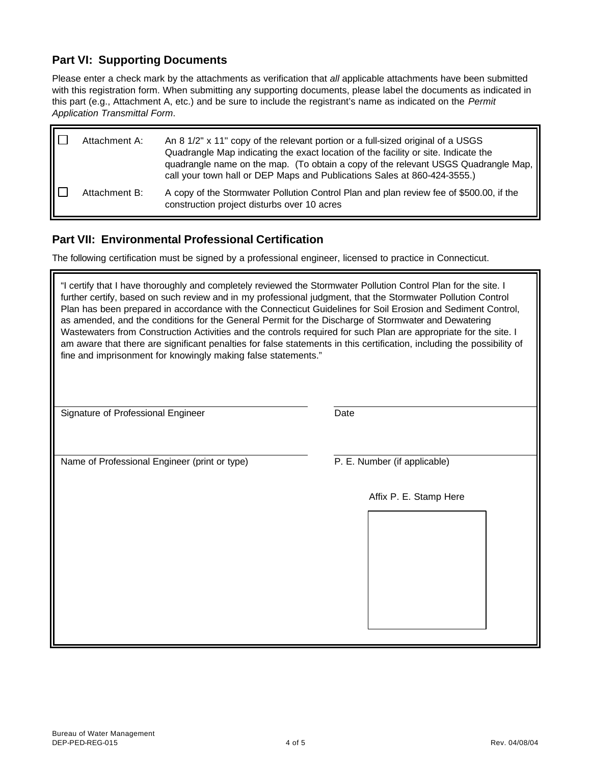## Part VI: Supporting Documents

Please enter a check mark by the attachments as verification that *all* applicable attachments have been submitted with this registration form. When submitting any supporting documents, please label the documents as indicated in this part (e.g., Attachment A, etc.) and be sure to include the registrant's name as indicated on the *Permit Application Transmittal Form*.

| | | |
|---|---|---|
| ☐ | Attachment A: | An 8 1/2" x 11" copy of the relevant portion or a full-sized original of a USGS Quadrangle Map indicating the exact location of the facility or site. Indicate the quadrangle name on the map. (To obtain a copy of the relevant USGS Quadrangle Map, call your town hall or DEP Maps and Publications Sales at 860-424-3555.) |
| ☐ | Attachment B: | A copy of the Stormwater Pollution Control Plan and plan review fee of $500.00, if the construction project disturbs over 10 acres |

## Part VII: Environmental Professional Certification

The following certification must be signed by a professional engineer, licensed to practice in Connecticut.

"I certify that I have thoroughly and completely reviewed the Stormwater Pollution Control Plan for the site. I further certify, based on such review and in my professional judgment, that the Stormwater Pollution Control Plan has been prepared in accordance with the Connecticut Guidelines for Soil Erosion and Sediment Control, as amended, and the conditions for the General Permit for the Discharge of Stormwater and Dewatering Wastewaters from Construction Activities and the controls required for such Plan are appropriate for the site. I am aware that there are significant penalties for false statements in this certification, including the possibility of fine and imprisonment for knowingly making false statements."

Signature of Professional Engineer ____________________ Date ____________________

Name of Professional Engineer (print or type) ____________________ P. E. Number (if applicable) ____________________

Affix P. E. Stamp Here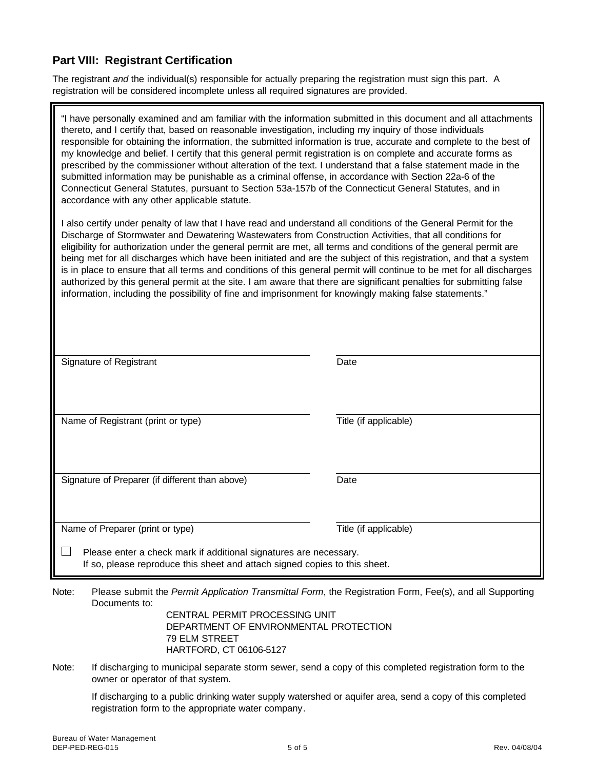## Part VIII: Registrant Certification

The registrant *and* the individual(s) responsible for actually preparing the registration must sign this part. A registration will be considered incomplete unless all required signatures are provided.

"I have personally examined and am familiar with the information submitted in this document and all attachments thereto, and I certify that, based on reasonable investigation, including my inquiry of those individuals responsible for obtaining the information, the submitted information is true, accurate and complete to the best of my knowledge and belief. I certify that this general permit registration is on complete and accurate forms as prescribed by the commissioner without alteration of the text. I understand that a false statement made in the submitted information may be punishable as a criminal offense, in accordance with Section 22a-6 of the Connecticut General Statutes, pursuant to Section 53a-157b of the Connecticut General Statutes, and in accordance with any other applicable statute.

I also certify under penalty of law that I have read and understand all conditions of the General Permit for the Discharge of Stormwater and Dewatering Wastewaters from Construction Activities, that all conditions for eligibility for authorization under the general permit are met, all terms and conditions of the general permit are being met for all discharges which have been initiated and are the subject of this registration, and that a system is in place to ensure that all terms and conditions of this general permit will continue to be met for all discharges authorized by this general permit at the site. I am aware that there are significant penalties for submitting false information, including the possibility of fine and imprisonment for knowingly making false statements."

| | |
|---|---|
| Signature of Registrant | Date |
| Name of Registrant (print or type) | Title (if applicable) |
| Signature of Preparer (if different than above) | Date |
| Name of Preparer (print or type) | Title (if applicable) |

☐ Please enter a check mark if additional signatures are necessary.
If so, please reproduce this sheet and attach signed copies to this sheet.

Note: Please submit the *Permit Application Transmittal Form*, the Registration Form, Fee(s), and all Supporting Documents to:

CENTRAL PERMIT PROCESSING UNIT
DEPARTMENT OF ENVIRONMENTAL PROTECTION
79 ELM STREET
HARTFORD, CT 06106-5127

Note: If discharging to municipal separate storm sewer, send a copy of this completed registration form to the owner or operator of that system.

If discharging to a public drinking water supply watershed or aquifer area, send a copy of this completed registration form to the appropriate water company.

Bureau of Water Management
DEP-PED-REG-015 Rev. 04/08/04